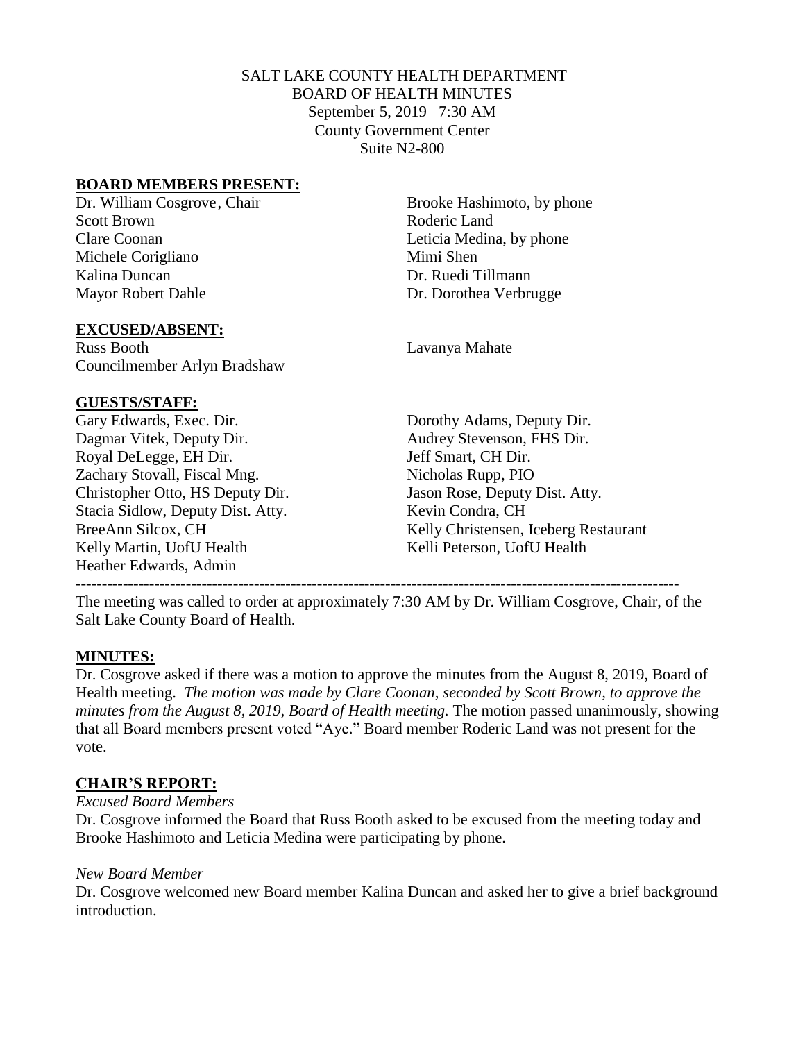SALT LAKE COUNTY HEALTH DEPARTMENT
BOARD OF HEALTH MINUTES
September 5, 2019 7:30 AM
County Government Center
Suite N2-800

**BOARD MEMBERS PRESENT:**

Dr. William Cosgrove, Chair
Scott Brown
Clare Coonan
Michele Corigliano
Kalina Duncan
Mayor Robert Dahle
Brooke Hashimoto, by phone
Roderic Land
Leticia Medina, by phone
Mimi Shen
Dr. Ruedi Tillmann
Dr. Dorothea Verbrugge

**EXCUSED/ABSENT:**

Russ Booth
Councilmember Arlyn Bradshaw
Lavanya Mahate

**GUESTS/STAFF:**

Gary Edwards, Exec. Dir.
Dagmar Vitek, Deputy Dir.
Royal DeLegge, EH Dir.
Zachary Stovall, Fiscal Mng.
Christopher Otto, HS Deputy Dir.
Stacia Sidlow, Deputy Dist. Atty.
BreeAnn Silcox, CH
Kelly Martin, UofU Health
Heather Edwards, Admin
Dorothy Adams, Deputy Dir.
Audrey Stevenson, FHS Dir.
Jeff Smart, CH Dir.
Nicholas Rupp, PIO
Jason Rose, Deputy Dist. Atty.
Kevin Condra, CH
Kelly Christensen, Iceberg Restaurant
Kelli Peterson, UofU Health

---

The meeting was called to order at approximately 7:30 AM by Dr. William Cosgrove, Chair, of the Salt Lake County Board of Health.

**MINUTES:**

Dr. Cosgrove asked if there was a motion to approve the minutes from the August 8, 2019, Board of Health meeting. *The motion was made by Clare Coonan, seconded by Scott Brown, to approve the minutes from the August 8, 2019, Board of Health meeting.* The motion passed unanimously, showing that all Board members present voted "Aye." Board member Roderic Land was not present for the vote.

**CHAIR'S REPORT:**

*Excused Board Members*

Dr. Cosgrove informed the Board that Russ Booth asked to be excused from the meeting today and Brooke Hashimoto and Leticia Medina were participating by phone.

*New Board Member*

Dr. Cosgrove welcomed new Board member Kalina Duncan and asked her to give a brief background introduction.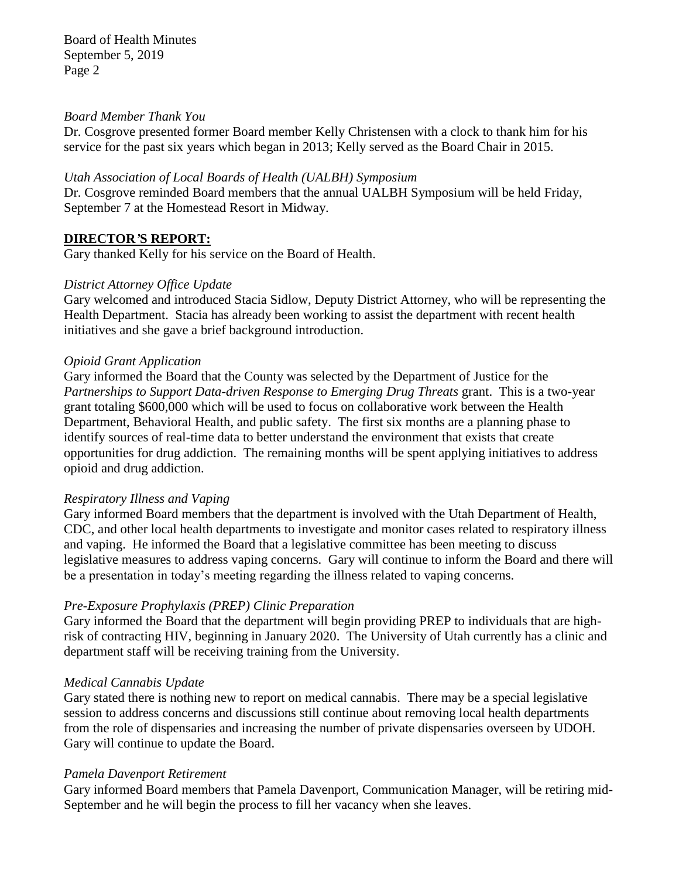*Board Member Thank You*

Dr. Cosgrove presented former Board member Kelly Christensen with a clock to thank him for his service for the past six years which began in 2013; Kelly served as the Board Chair in 2015.

*Utah Association of Local Boards of Health (UALBH) Symposium*

Dr. Cosgrove reminded Board members that the annual UALBH Symposium will be held Friday, September 7 at the Homestead Resort in Midway.

**DIRECTOR'S REPORT:**

Gary thanked Kelly for his service on the Board of Health.

*District Attorney Office Update*

Gary welcomed and introduced Stacia Sidlow, Deputy District Attorney, who will be representing the Health Department. Stacia has already been working to assist the department with recent health initiatives and she gave a brief background introduction.

*Opioid Grant Application*

Gary informed the Board that the County was selected by the Department of Justice for the *Partnerships to Support Data-driven Response to Emerging Drug Threats* grant. This is a two-year grant totaling $600,000 which will be used to focus on collaborative work between the Health Department, Behavioral Health, and public safety. The first six months are a planning phase to identify sources of real-time data to better understand the environment that exists that create opportunities for drug addiction. The remaining months will be spent applying initiatives to address opioid and drug addiction.

*Respiratory Illness and Vaping*

Gary informed Board members that the department is involved with the Utah Department of Health, CDC, and other local health departments to investigate and monitor cases related to respiratory illness and vaping. He informed the Board that a legislative committee has been meeting to discuss legislative measures to address vaping concerns. Gary will continue to inform the Board and there will be a presentation in today's meeting regarding the illness related to vaping concerns.

*Pre-Exposure Prophylaxis (PREP) Clinic Preparation*

Gary informed the Board that the department will begin providing PREP to individuals that are high-risk of contracting HIV, beginning in January 2020. The University of Utah currently has a clinic and department staff will be receiving training from the University.

*Medical Cannabis Update*

Gary stated there is nothing new to report on medical cannabis. There may be a special legislative session to address concerns and discussions still continue about removing local health departments from the role of dispensaries and increasing the number of private dispensaries overseen by UDOH. Gary will continue to update the Board.

*Pamela Davenport Retirement*

Gary informed Board members that Pamela Davenport, Communication Manager, will be retiring mid-September and he will begin the process to fill her vacancy when she leaves.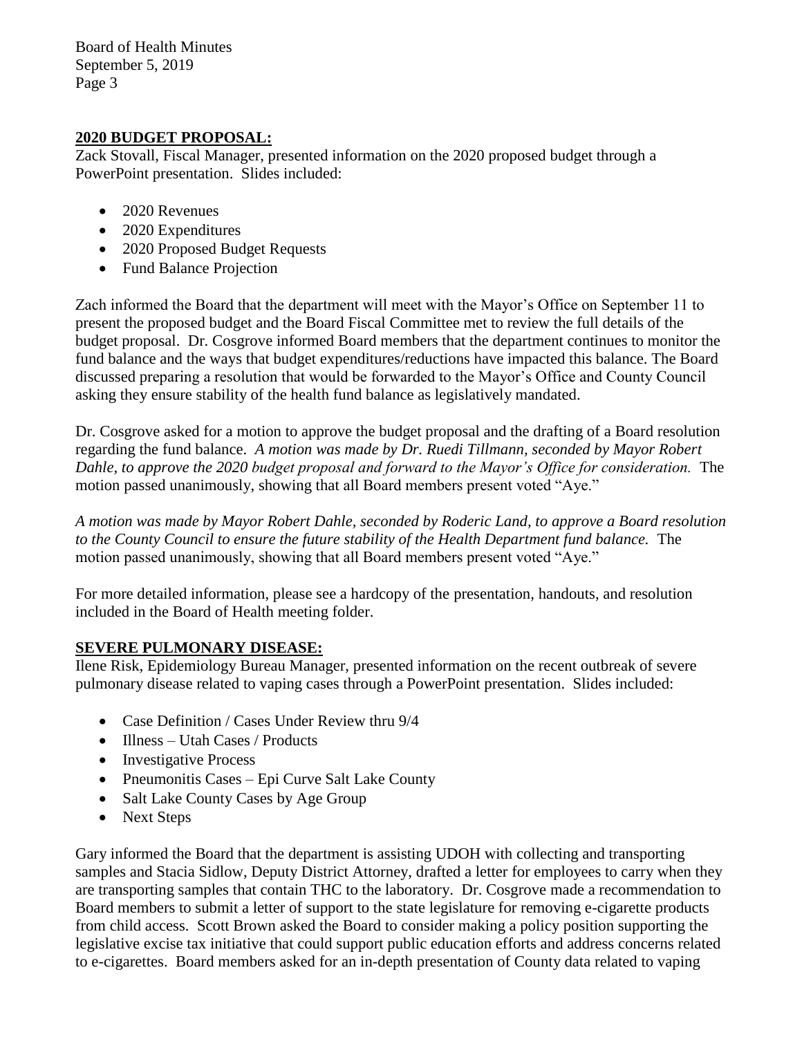## 2020 BUDGET PROPOSAL:

Zack Stovall, Fiscal Manager, presented information on the 2020 proposed budget through a PowerPoint presentation. Slides included:

- 2020 Revenues
- 2020 Expenditures
- 2020 Proposed Budget Requests
- Fund Balance Projection

Zach informed the Board that the department will meet with the Mayor's Office on September 11 to present the proposed budget and the Board Fiscal Committee met to review the full details of the budget proposal. Dr. Cosgrove informed Board members that the department continues to monitor the fund balance and the ways that budget expenditures/reductions have impacted this balance. The Board discussed preparing a resolution that would be forwarded to the Mayor's Office and County Council asking they ensure stability of the health fund balance as legislatively mandated.

Dr. Cosgrove asked for a motion to approve the budget proposal and the drafting of a Board resolution regarding the fund balance. *A motion was made by Dr. Ruedi Tillmann, seconded by Mayor Robert Dahle, to approve the 2020 budget proposal and forward to the Mayor's Office for consideration.* The motion passed unanimously, showing that all Board members present voted "Aye."

*A motion was made by Mayor Robert Dahle, seconded by Roderic Land, to approve a Board resolution to the County Council to ensure the future stability of the Health Department fund balance.* The motion passed unanimously, showing that all Board members present voted "Aye."

For more detailed information, please see a hardcopy of the presentation, handouts, and resolution included in the Board of Health meeting folder.

## SEVERE PULMONARY DISEASE:

Ilene Risk, Epidemiology Bureau Manager, presented information on the recent outbreak of severe pulmonary disease related to vaping cases through a PowerPoint presentation. Slides included:

- Case Definition / Cases Under Review thru 9/4
- Illness – Utah Cases / Products
- Investigative Process
- Pneumonitis Cases – Epi Curve Salt Lake County
- Salt Lake County Cases by Age Group
- Next Steps

Gary informed the Board that the department is assisting UDOH with collecting and transporting samples and Stacia Sidlow, Deputy District Attorney, drafted a letter for employees to carry when they are transporting samples that contain THC to the laboratory. Dr. Cosgrove made a recommendation to Board members to submit a letter of support to the state legislature for removing e-cigarette products from child access. Scott Brown asked the Board to consider making a policy position supporting the legislative excise tax initiative that could support public education efforts and address concerns related to e-cigarettes. Board members asked for an in-depth presentation of County data related to vaping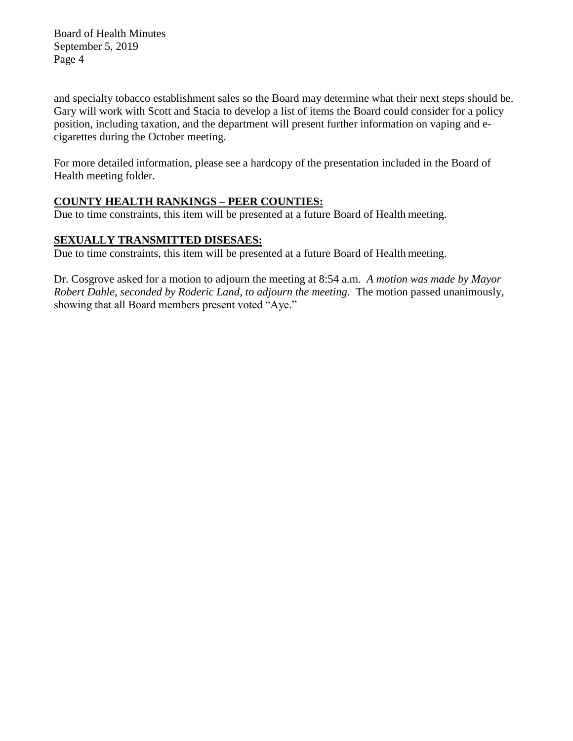and specialty tobacco establishment sales so the Board may determine what their next steps should be. Gary will work with Scott and Stacia to develop a list of items the Board could consider for a policy position, including taxation, and the department will present further information on vaping and e-cigarettes during the October meeting.

For more detailed information, please see a hardcopy of the presentation included in the Board of Health meeting folder.

**COUNTY HEALTH RANKINGS – PEER COUNTIES:**

Due to time constraints, this item will be presented at a future Board of Health meeting.

**SEXUALLY TRANSMITTED DISESAES:**

Due to time constraints, this item will be presented at a future Board of Health meeting.

Dr. Cosgrove asked for a motion to adjourn the meeting at 8:54 a.m. *A motion was made by Mayor Robert Dahle, seconded by Roderic Land, to adjourn the meeting.* The motion passed unanimously, showing that all Board members present voted "Aye."